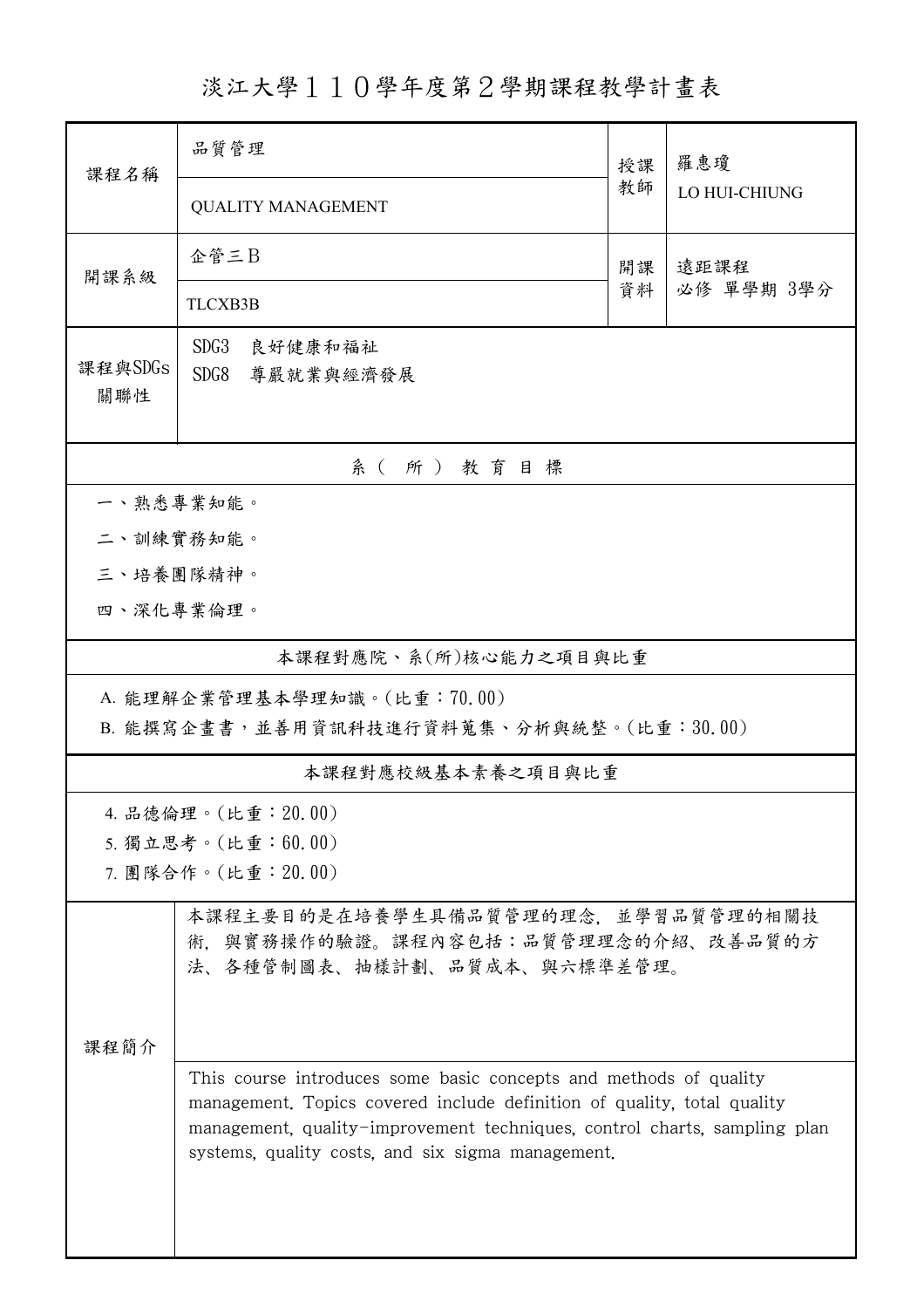# 淡江大學１１０學年度第２學期課程教學計畫表

| 課程名稱 | 品質管理<br>QUALITY MANAGEMENT | 授課教師 | 羅惠瓊<br>LO HUI-CHIUNG |
|---|---|---|---|
| 開課系級 | 企管三Ｂ<br>TLCXB3B | 開課資料 | 遠距課程<br>必修 單學期 3學分 |
| 課程與SDGs關聯性 | SDG3　良好健康和福祉<br>SDG8　尊嚴就業與經濟發展 | | |

## 系（所）教育目標

一、熟悉專業知能。

二、訓練實務知能。

三、培養團隊精神。

四、深化專業倫理。

## 本課程對應院、系(所)核心能力之項目與比重

A. 能理解企業管理基本學理知識。(比重：70.00)

B. 能撰寫企畫書，並善用資訊科技進行資料蒐集、分析與統整。(比重：30.00)

## 本課程對應校級基本素養之項目與比重

4. 品德倫理。(比重：20.00)

5. 獨立思考。(比重：60.00)

7. 團隊合作。(比重：20.00)

## 課程簡介

本課程主要目的是在培養學生具備品質管理的理念，並學習品質管理的相關技術，與實務操作的驗證。課程內容包括：品質管理理念的介紹、改善品質的方法、各種管制圖表、抽樣計劃、品質成本、與六標準差管理。

This course introduces some basic concepts and methods of quality management. Topics covered include definition of quality, total quality management, quality-improvement techniques, control charts, sampling plan systems, quality costs, and six sigma management.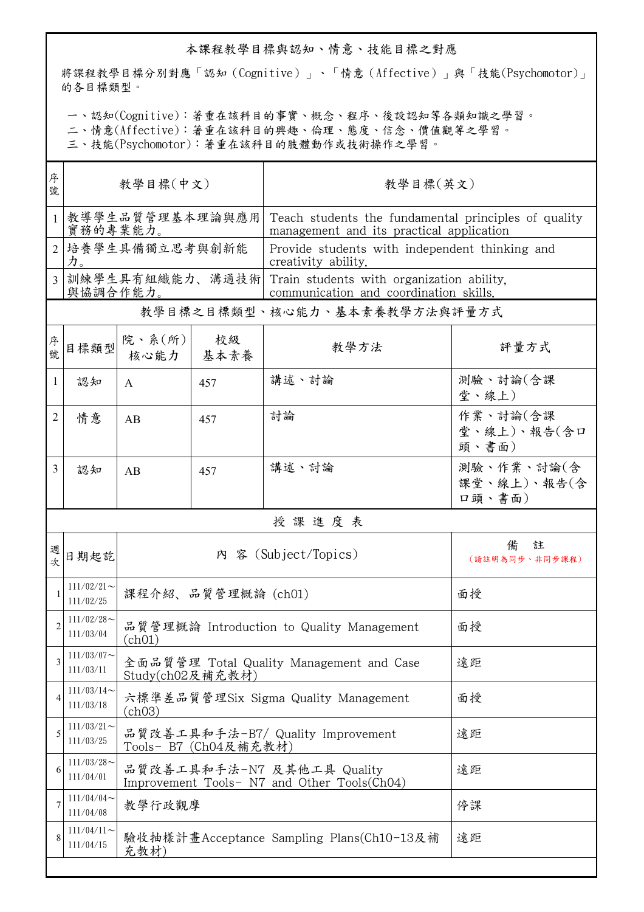## 本課程教學目標與認知、情意、技能目標之對應

將課程教學目標分別對應「認知（Cognitive）」、「情意（Affective）」與「技能(Psychomotor)」的各目標類型。

一、認知(Cognitive)：著重在該科目的事實、概念、程序、後設認知等各類知識之學習。
二、情意(Affective)：著重在該科目的興趣、倫理、態度、信念、價值觀等之學習。
三、技能(Psychomotor)：著重在該科目的肢體動作或技術操作之學習。

| 序號 | 教學目標(中文) | 教學目標(英文) |
|---|---|---|
| 1 | 教導學生品質管理基本理論與應用實務的專業能力。 | Teach students the fundamental principles of quality management and its practical application |
| 2 | 培養學生具備獨立思考與創新能力。 | Provide students with independent thinking and creativity ability. |
| 3 | 訓練學生具有組織能力、溝通技術與協調合作能力。 | Train students with organization ability, communication and coordination skills. |

### 教學目標之目標類型、核心能力、基本素養教學方法與評量方式

| 序號 | 目標類型 | 院、系(所)核心能力 | 校級基本素養 | 教學方法 | 評量方式 |
|---|---|---|---|---|---|
| 1 | 認知 | A | 457 | 講述、討論 | 測驗、討論(含課堂、線上) |
| 2 | 情意 | AB | 457 | 討論 | 作業、討論(含課堂、線上)、報告(含口頭、書面) |
| 3 | 認知 | AB | 457 | 講述、討論 | 測驗、作業、討論(含課堂、線上)、報告(含口頭、書面) |

### 授 課 進 度 表

| 週次 | 日期起訖 | 內 容 (Subject/Topics) | 備 註（請註明為同步、非同步課程） |
|---|---|---|---|
| 1 | 111/02/21～111/02/25 | 課程介紹、品質管理概論 (ch01) | 面授 |
| 2 | 111/02/28～111/03/04 | 品質管理概論 Introduction to Quality Management (ch01) | 面授 |
| 3 | 111/03/07～111/03/11 | 全面品質管理 Total Quality Management and Case Study(ch02及補充教材) | 遠距 |
| 4 | 111/03/14～111/03/18 | 六標準差品質管理Six Sigma Quality Management (ch03) | 面授 |
| 5 | 111/03/21～111/03/25 | 品質改善工具和手法-B7/ Quality Improvement Tools- B7 (Ch04及補充教材) | 遠距 |
| 6 | 111/03/28～111/04/01 | 品質改善工具和手法-N7 及其他工具 Quality Improvement Tools- N7 and Other Tools(Ch04) | 遠距 |
| 7 | 111/04/04～111/04/08 | 教學行政觀摩 | 停課 |
| 8 | 111/04/11～111/04/15 | 驗收抽樣計畫Acceptance Sampling Plans(Ch10-13及補充教材) | 遠距 |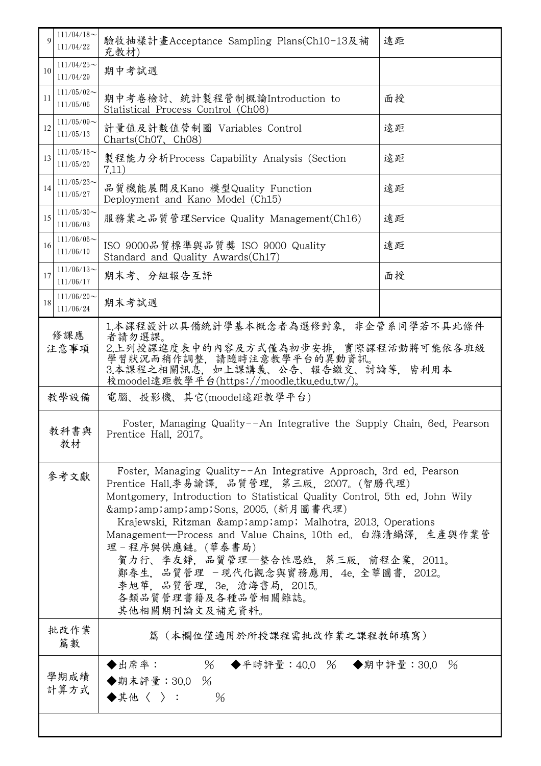| | | | |
|---|---|---|---|
| 9 | 111/04/18～<br>111/04/22 | 驗收抽樣計畫Acceptance Sampling Plans(Ch10-13及補充教材) | 遠距 |
| 10 | 111/04/25～<br>111/04/29 | 期中考試週 | |
| 11 | 111/05/02～<br>111/05/06 | 期中考卷檢討、統計製程管制概論Introduction to Statistical Process Control (Ch06) | 面授 |
| 12 | 111/05/09～<br>111/05/13 | 計量值及計數值管制圖 Variables Control Charts(Ch07、Ch08) | 遠距 |
| 13 | 111/05/16～<br>111/05/20 | 製程能力分析Process Capability Analysis (Section 7.11) | 遠距 |
| 14 | 111/05/23～<br>111/05/27 | 品質機能展開及Kano 模型Quality Function Deployment and Kano Model (Ch15) | 遠距 |
| 15 | 111/05/30～<br>111/06/03 | 服務業之品質管理Service Quality Management(Ch16) | 遠距 |
| 16 | 111/06/06～<br>111/06/10 | ISO 9000品質標準與品質獎 ISO 9000 Quality Standard and Quality Awards(Ch17) | 遠距 |
| 17 | 111/06/13～<br>111/06/17 | 期末考、分組報告互評 | 面授 |
| 18 | 111/06/20～<br>111/06/24 | 期末考試週 | |

| | |
|---|---|
| 修課應注意事項 | 1.本課程設計以具備統計學基本概念者為選修對象，非企管系同學若不具此條件者請勿選課。<br>2.上列授課進度表中的內容及方式僅為初步安排，實際課程活動將可能依各班級學習狀況而稍作調整，請隨時注意教學平台的異動資訊。<br>3.本課程之相關訊息，如上課講義、公告、報告繳交、討論等，皆利用本校moodel遠距教學平台(https://moodle.tku.edu.tw/)。 |
| 教學設備 | 電腦、投影機、其它(moodel遠距教學平台) |
| 教科書與教材 | Foster, Managing Quality--An Integrative the Supply Chain, 6ed, Pearson Prentice Hall, 2017。 |
| 參考文獻 | Foster, Managing Quality--An Integrative Approach, 3rd ed, Pearson Prentice Hall.李易諭譯，品質管理，第三版，2007。(智勝代理)<br>Montgomery, Introduction to Statistical Quality Control, 5th ed, John Wily &amp;amp;amp;amp;Sons, 2005. (新月圖書代理)<br>Krajewski, Ritzman &amp;amp;amp; Malhotra, 2013, Operations Management—Process and Value Chains, 10th ed。白滌清編譯，生產與作業管理－程序與供應鏈。(華泰書局)<br>賀力行、李友錚，品質管理—整合性思維，第三版，前程企業，2011。<br>鄭春生，品質管理 －現代化觀念與實務應用，4e, 全華圖書，2012。<br>李旭華，品質管理，3e，滄海書局，2015。<br>各類品質管理書籍及各種品管相關雜誌。<br>其他相關期刊論文及補充資料。 |
| 批改作業篇數 | 篇（本欄位僅適用於所授課程需批改作業之課程教師填寫） |
| 學期成績計算方式 | ◆出席率：　　％　◆平時評量：40.0 ％　◆期中評量：30.0 ％<br>◆期末評量：30.0 ％<br>◆其他〈 〉：　　％ |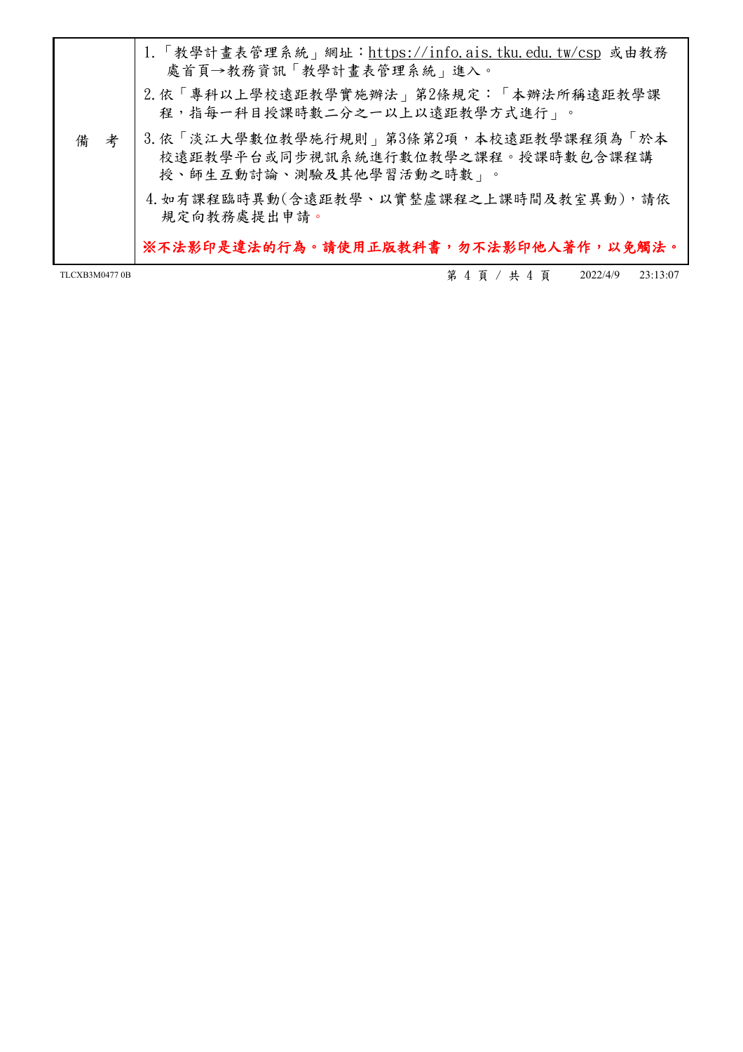| | |
|---|---|
| 備　考 | 1.「教學計畫表管理系統」網址：https://info.ais.tku.edu.tw/csp 或由教務處首頁→教務資訊「教學計畫表管理系統」進入。<br>2.依「專科以上學校遠距教學實施辦法」第2條規定：「本辦法所稱遠距教學課程，指每一科目授課時數二分之一以上以遠距教學方式進行」。<br>3.依「淡江大學數位教學施行規則」第3條第2項，本校遠距教學課程須為「於本校遠距教學平台或同步視訊系統進行數位教學之課程。授課時數包含課程講授、師生互動討論、測驗及其他學習活動之時數」。<br>4.如有課程臨時異動(含遠距教學、以實整虛課程之上課時間及教室異動)，請依規定向教務處提出申請。<br>**※不法影印是違法的行為。請使用正版教科書，勿不法影印他人著作，以免觸法。** |

TLCXB3M0477 0B　　2022/4/9　23:13:07